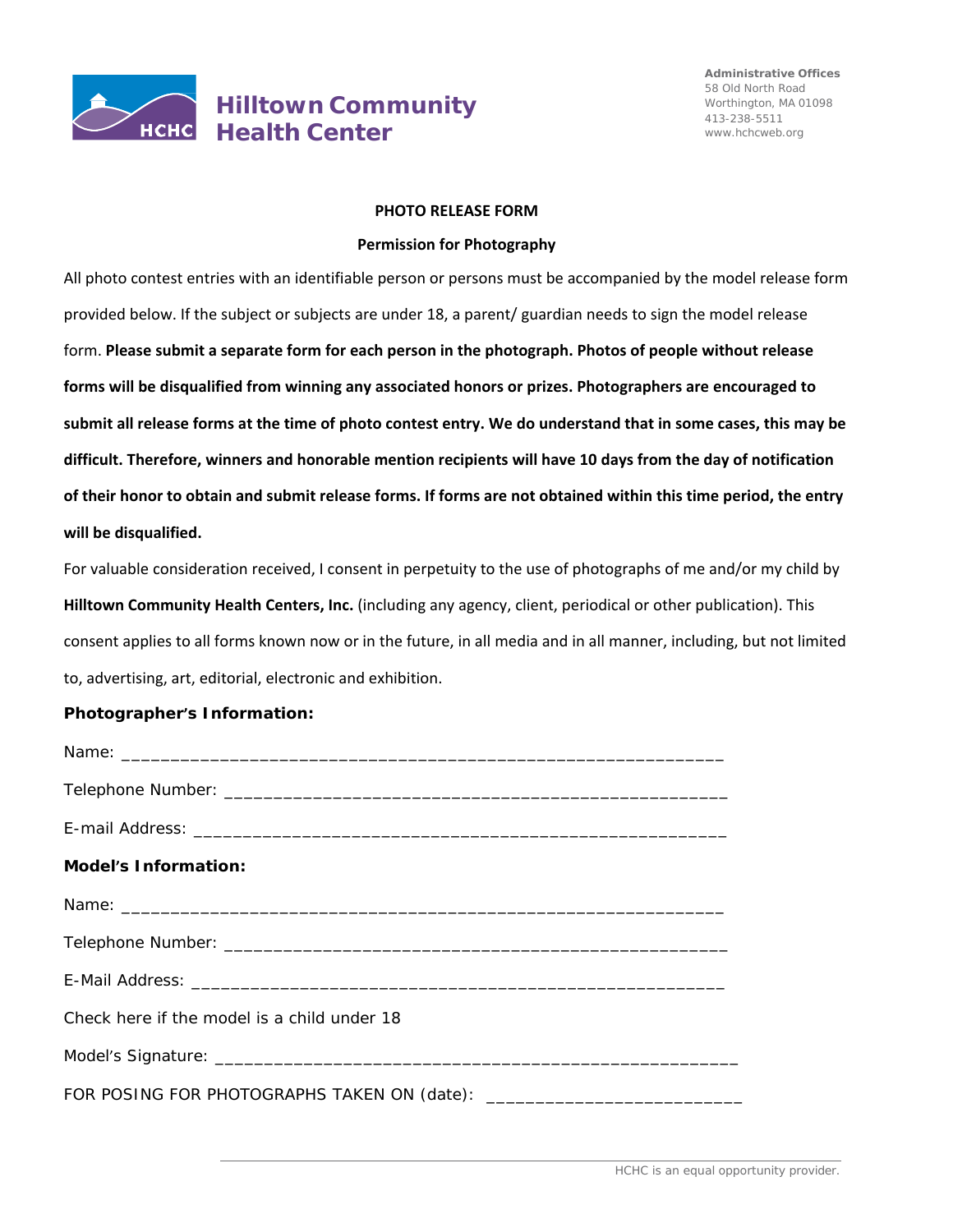**Hilltown Community Health Center**

**Administrative Offices**
58 Old North Road
Worthington, MA 01098
413-238-5511
www.hchcweb.org

## PHOTO RELEASE FORM

### Permission for Photography

All photo contest entries with an identifiable person or persons must be accompanied by the model release form provided below. If the subject or subjects are under 18, a parent/ guardian needs to sign the model release form. **Please submit a separate form for each person in the photograph. Photos of people without release forms will be disqualified from winning any associated honors or prizes. Photographers are encouraged to submit all release forms at the time of photo contest entry. We do understand that in some cases, this may be difficult. Therefore, winners and honorable mention recipients will have 10 days from the day of notification of their honor to obtain and submit release forms. If forms are not obtained within this time period, the entry will be disqualified.**

For valuable consideration received, I consent in perpetuity to the use of photographs of me and/or my child by **Hilltown Community Health Centers, Inc.** (including any agency, client, periodical or other publication). This consent applies to all forms known now or in the future, in all media and in all manner, including, but not limited to, advertising, art, editorial, electronic and exhibition.

**Photographer's Information:**

Name: ____________________________________________________________

Telephone Number: ___________________________________________________

E-mail Address: ______________________________________________________

**Model's Information:**

Name: ____________________________________________________________

Telephone Number: ___________________________________________________

E-Mail Address: ______________________________________________________

Check here if the model is a child under 18

Model's Signature: ____________________________________________________

FOR POSING FOR PHOTOGRAPHS TAKEN ON (date): _________________________

HCHC is an equal opportunity provider.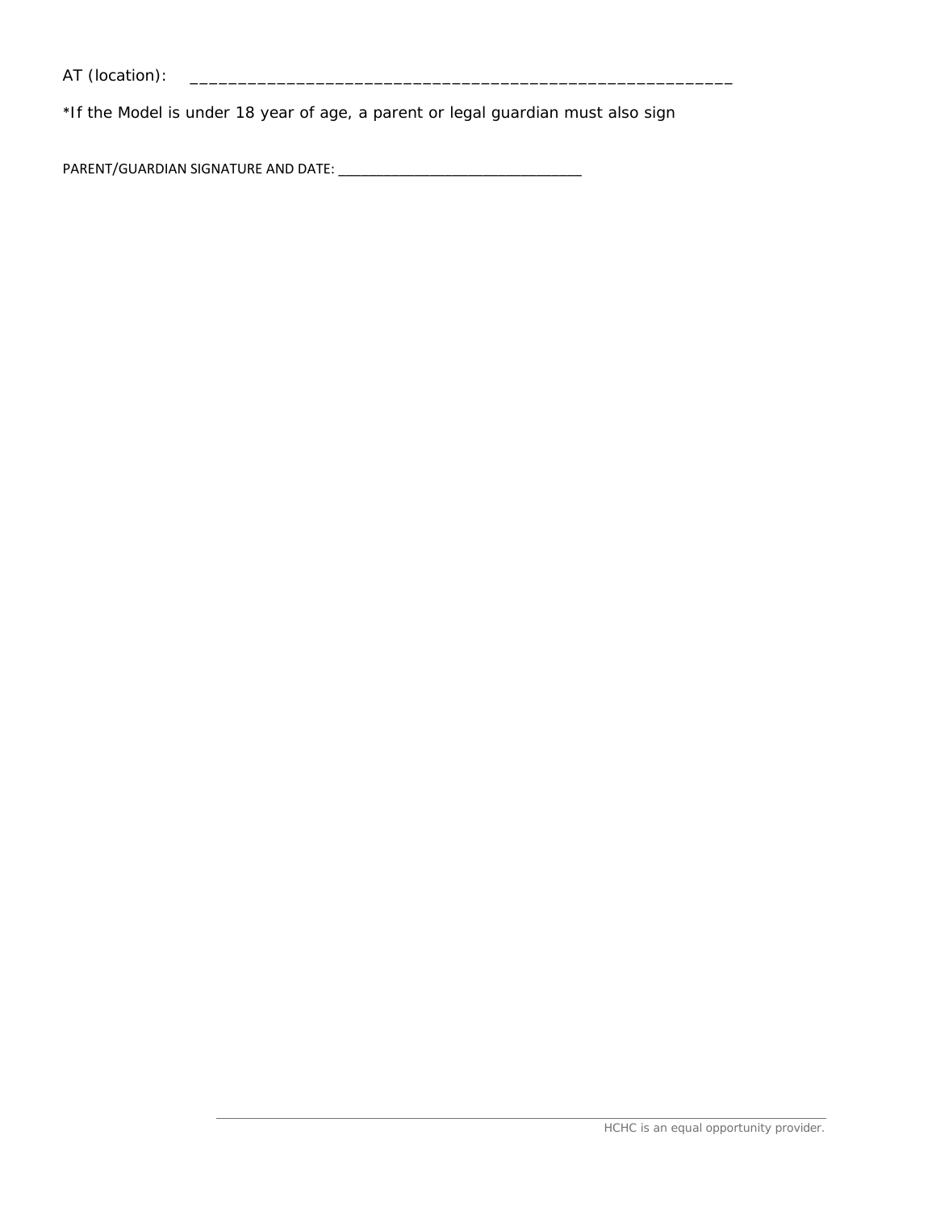AT (location): ____________________________________________________________

*If the Model is under 18 year of age, a parent or legal guardian must also sign

PARENT/GUARDIAN SIGNATURE AND DATE: ______________________________

HCHC is an equal opportunity provider.